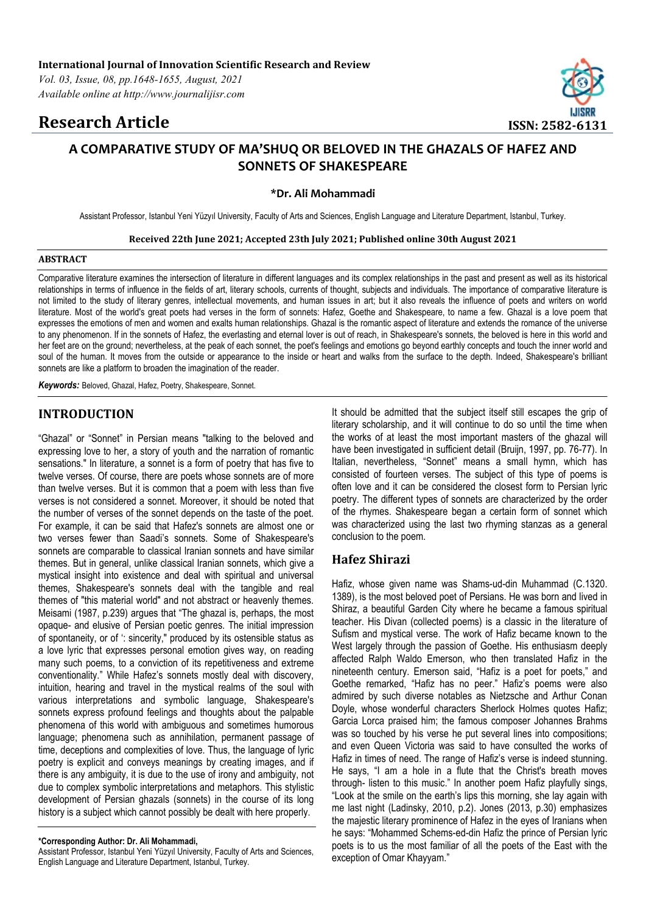**International Journal of Innovation Scientific Research and Review**

*Vol. 03, Issue, 08, pp.1648-1655, August, 2021*
*Available online at http://www.journalijisr.com*

**Research Article**

**ISSN: 2582-6131**

# A COMPARATIVE STUDY OF MA'SHUQ OR BELOVED IN THE GHAZALS OF HAFEZ AND SONNETS OF SHAKESPEARE

**\*Dr. Ali Mohammadi**

Assistant Professor, Istanbul Yeni Yüzyıl University, Faculty of Arts and Sciences, English Language and Literature Department, Istanbul, Turkey.

**Received 22th June 2021; Accepted 23th July 2021; Published online 30th August 2021**

## ABSTRACT

Comparative literature examines the intersection of literature in different languages and its complex relationships in the past and present as well as its historical relationships in terms of influence in the fields of art, literary schools, currents of thought, subjects and individuals. The importance of comparative literature is not limited to the study of literary genres, intellectual movements, and human issues in art; but it also reveals the influence of poets and writers on world literature. Most of the world's great poets had verses in the form of sonnets: Hafez, Goethe and Shakespeare, to name a few. Ghazal is a love poem that expresses the emotions of men and women and exalts human relationships. Ghazal is the romantic aspect of literature and extends the romance of the universe to any phenomenon. If in the sonnets of Hafez, the everlasting and eternal lover is out of reach, in Shakespeare's sonnets, the beloved is here in this world and her feet are on the ground; nevertheless, at the peak of each sonnet, the poet's feelings and emotions go beyond earthly concepts and touch the inner world and soul of the human. It moves from the outside or appearance to the inside or heart and walks from the surface to the depth. Indeed, Shakespeare's brilliant sonnets are like a platform to broaden the imagination of the reader.

***Keywords:*** Beloved, Ghazal, Hafez, Poetry, Shakespeare, Sonnet.

## INTRODUCTION

"Ghazal" or "Sonnet" in Persian means "talking to the beloved and expressing love to her, a story of youth and the narration of romantic sensations." In literature, a sonnet is a form of poetry that has five to twelve verses. Of course, there are poets whose sonnets are of more than twelve verses. But it is common that a poem with less than five verses is not considered a sonnet. Moreover, it should be noted that the number of verses of the sonnet depends on the taste of the poet. For example, it can be said that Hafez's sonnets are almost one or two verses fewer than Saadi's sonnets. Some of Shakespeare's sonnets are comparable to classical Iranian sonnets and have similar themes. But in general, unlike classical Iranian sonnets, which give a mystical insight into existence and deal with spiritual and universal themes, Shakespeare's sonnets deal with the tangible and real themes of "this material world" and not abstract or heavenly themes. Meisami (1987, p.239) argues that "The ghazal is, perhaps, the most opaque- and elusive of Persian poetic genres. The initial impression of spontaneity, or of ': sincerity," produced by its ostensible status as a love lyric that expresses personal emotion gives way, on reading many such poems, to a conviction of its repetitiveness and extreme conventionality." While Hafez's sonnets mostly deal with discovery, intuition, hearing and travel in the mystical realms of the soul with various interpretations and symbolic language, Shakespeare's sonnets express profound feelings and thoughts about the palpable phenomena of this world with ambiguous and sometimes humorous language; phenomena such as annihilation, permanent passage of time, deceptions and complexities of love. Thus, the language of lyric poetry is explicit and conveys meanings by creating images, and if there is any ambiguity, it is due to the use of irony and ambiguity, not due to complex symbolic interpretations and metaphors. This stylistic development of Persian ghazals (sonnets) in the course of its long history is a subject which cannot possibly be dealt with here properly.

It should be admitted that the subject itself still escapes the grip of literary scholarship, and it will continue to do so until the time when the works of at least the most important masters of the ghazal will have been investigated in sufficient detail (Bruijn, 1997, pp. 76-77). In Italian, nevertheless, "Sonnet" means a small hymn, which has consisted of fourteen verses. The subject of this type of poems is often love and it can be considered the closest form to Persian lyric poetry. The different types of sonnets are characterized by the order of the rhymes. Shakespeare began a certain form of sonnet which was characterized using the last two rhyming stanzas as a general conclusion to the poem.

## Hafez Shirazi

Hafiz, whose given name was Shams-ud-din Muhammad (C.1320. 1389), is the most beloved poet of Persians. He was born and lived in Shiraz, a beautiful Garden City where he became a famous spiritual teacher. His Divan (collected poems) is a classic in the literature of Sufism and mystical verse. The work of Hafiz became known to the West largely through the passion of Goethe. His enthusiasm deeply affected Ralph Waldo Emerson, who then translated Hafiz in the nineteenth century. Emerson said, "Hafiz is a poet for poets," and Goethe remarked, "Hafiz has no peer." Hafiz's poems were also admired by such diverse notables as Nietzsche and Arthur Conan Doyle, whose wonderful characters Sherlock Holmes quotes Hafiz; Garcia Lorca praised him; the famous composer Johannes Brahms was so touched by his verse he put several lines into compositions; and even Queen Victoria was said to have consulted the works of Hafiz in times of need. The range of Hafiz's verse is indeed stunning. He says, "I am a hole in a flute that the Christ's breath moves through- listen to this music." In another poem Hafiz playfully sings, "Look at the smile on the earth's lips this morning, she lay again with me last night (Ladinsky, 2010, p.2). Jones (2013, p.30) emphasizes the majestic literary prominence of Hafez in the eyes of Iranians when he says: "Mohammed Schems-ed-din Hafiz the prince of Persian lyric poets is to us the most familiar of all the poets of the East with the exception of Omar Khayyam."

**\*Corresponding Author: Dr. Ali Mohammadi,**
Assistant Professor, Istanbul Yeni Yüzyıl University, Faculty of Arts and Sciences, English Language and Literature Department, Istanbul, Turkey.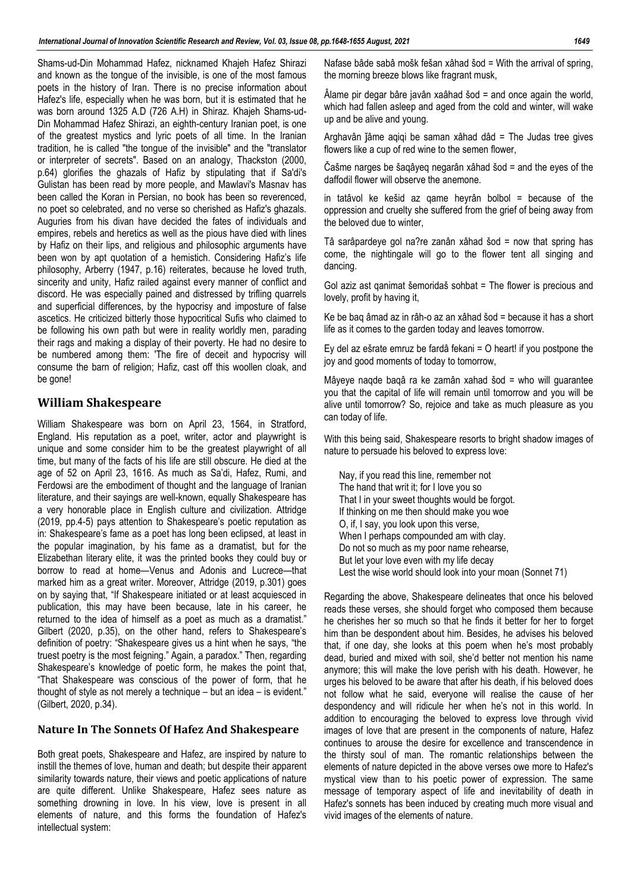Shams-ud-Din Mohammad Hafez, nicknamed Khajeh Hafez Shirazi and known as the tongue of the invisible, is one of the most famous poets in the history of Iran. There is no precise information about Hafez's life, especially when he was born, but it is estimated that he was born around 1325 A.D (726 A.H) in Shiraz. Khajeh Shams-ud-Din Mohammad Hafez Shirazi, an eighth-century Iranian poet, is one of the greatest mystics and lyric poets of all time. In the Iranian tradition, he is called "the tongue of the invisible" and the "translator or interpreter of secrets". Based on an analogy, Thackston (2000, p.64) glorifies the ghazals of Hafiz by stipulating that if Sa'di's Gulistan has been read by more people, and Mawlavi's Masnav has been called the Koran in Persian, no book has been so reverenced, no poet so celebrated, and no verse so cherished as Hafiz's ghazals. Auguries from his divan have decided the fates of individuals and empires, rebels and heretics as well as the pious have died with lines by Hafiz on their lips, and religious and philosophic arguments have been won by apt quotation of a hemistich. Considering Hafiz's life philosophy, Arberry (1947, p.16) reiterates, because he loved truth, sincerity and unity, Hafiz railed against every manner of conflict and discord. He was especially pained and distressed by trifling quarrels and superficial differences, by the hypocrisy and imposture of false ascetics. He criticized bitterly those hypocritical Sufis who claimed to be following his own path but were in reality worldly men, parading their rags and making a display of their poverty. He had no desire to be numbered among them: 'The fire of deceit and hypocrisy will consume the barn of religion; Hafiz, cast off this woollen cloak, and be gone!

## William Shakespeare

William Shakespeare was born on April 23, 1564, in Stratford, England. His reputation as a poet, writer, actor and playwright is unique and some consider him to be the greatest playwright of all time, but many of the facts of his life are still obscure. He died at the age of 52 on April 23, 1616. As much as Sa'di, Hafez, Rumi, and Ferdowsi are the embodiment of thought and the language of Iranian literature, and their sayings are well-known, equally Shakespeare has a very honorable place in English culture and civilization. Attridge (2019, pp.4-5) pays attention to Shakespeare's poetic reputation as in: Shakespeare's fame as a poet has long been eclipsed, at least in the popular imagination, by his fame as a dramatist, but for the Elizabethan literary elite, it was the printed books they could buy or borrow to read at home—Venus and Adonis and Lucrece—that marked him as a great writer. Moreover, Attridge (2019, p.301) goes on by saying that, "If Shakespeare initiated or at least acquiesced in publication, this may have been because, late in his career, he returned to the idea of himself as a poet as much as a dramatist." Gilbert (2020, p.35), on the other hand, refers to Shakespeare's definition of poetry: "Shakespeare gives us a hint when he says, "the truest poetry is the most feigning." Again, a paradox." Then, regarding Shakespeare's knowledge of poetic form, he makes the point that, "That Shakespeare was conscious of the power of form, that he thought of style as not merely a technique – but an idea – is evident." (Gilbert, 2020, p.34).

## Nature In The Sonnets Of Hafez And Shakespeare

Both great poets, Shakespeare and Hafez, are inspired by nature to instill the themes of love, human and death; but despite their apparent similarity towards nature, their views and poetic applications of nature are quite different. Unlike Shakespeare, Hafez sees nature as something drowning in love. In his view, love is present in all elements of nature, and this forms the foundation of Hafez's intellectual system:

Nafase bâde sabâ mošk fešan xâhad šod = With the arrival of spring, the morning breeze blows like fragrant musk,

Âlame pir degar bâre javân xaâhad šod = and once again the world, which had fallen asleep and aged from the cold and winter, will wake up and be alive and young.

Arghavân ǰâme aqiqi be saman xâhad dâd = The Judas tree gives flowers like a cup of red wine to the semen flower,

Čašme narges be šaqâyeq negarân xâhad šod = and the eyes of the daffodil flower will observe the anemone.

in tatâvol ke kešid az qame heyrân bolbol = because of the oppression and cruelty she suffered from the grief of being away from the beloved due to winter,

Tâ sarâpardeye gol na?re zanân xâhad šod = now that spring has come, the nightingale will go to the flower tent all singing and dancing.

Gol aziz ast qanimat šemoridaš sohbat = The flower is precious and lovely, profit by having it,

Ke be baq âmad az in râh-o az an xâhad šod = because it has a short life as it comes to the garden today and leaves tomorrow.

Ey del az ešrate emruz be fardâ fekani = O heart! if you postpone the joy and good moments of today to tomorrow,

Mâyeye naqde baqâ ra ke zamân xahad šod = who will guarantee you that the capital of life will remain until tomorrow and you will be alive until tomorrow? So, rejoice and take as much pleasure as you can today of life.

With this being said, Shakespeare resorts to bright shadow images of nature to persuade his beloved to express love:

> Nay, if you read this line, remember not
> The hand that writ it; for I love you so
> That I in your sweet thoughts would be forgot.
> If thinking on me then should make you woe
> O, if, I say, you look upon this verse,
> When I perhaps compounded am with clay.
> Do not so much as my poor name rehearse,
> But let your love even with my life decay
> Lest the wise world should look into your moan (Sonnet 71)

Regarding the above, Shakespeare delineates that once his beloved reads these verses, she should forget who composed them because he cherishes her so much so that he finds it better for her to forget him than be despondent about him. Besides, he advises his beloved that, if one day, she looks at this poem when he's most probably dead, buried and mixed with soil, she'd better not mention his name anymore; this will make the love perish with his death. However, he urges his beloved to be aware that after his death, if his beloved does not follow what he said, everyone will realise the cause of her despondency and will ridicule her when he's not in this world. In addition to encouraging the beloved to express love through vivid images of love that are present in the components of nature, Hafez continues to arouse the desire for excellence and transcendence in the thirsty soul of man. The romantic relationships between the elements of nature depicted in the above verses owe more to Hafez's mystical view than to his poetic power of expression. The same message of temporary aspect of life and inevitability of death in Hafez's sonnets has been induced by creating much more visual and vivid images of the elements of nature.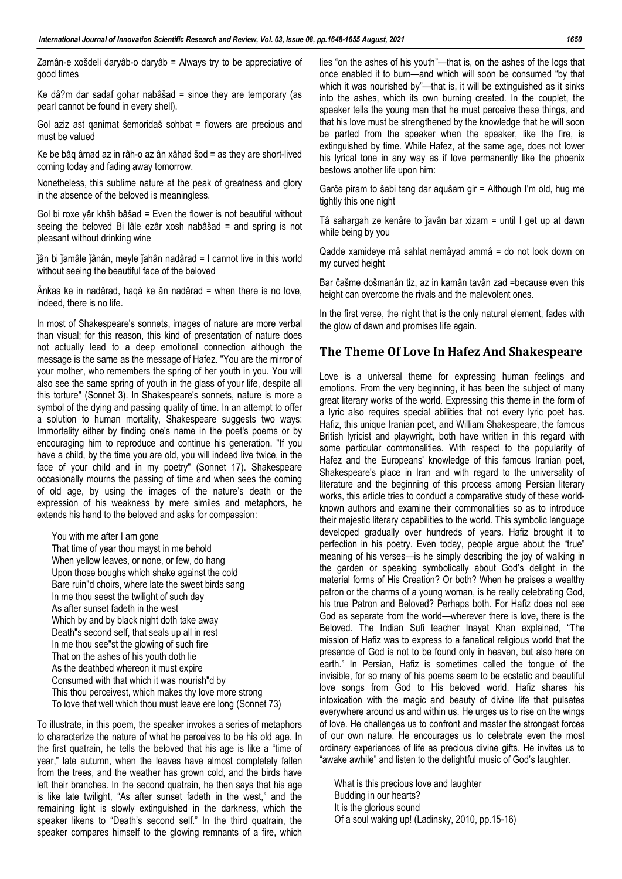Zamân-e xošdeli daryâb-o daryâb = Always try to be appreciative of good times

Ke dâ?m dar sadaf gohar nabâšad = since they are temporary (as pearl cannot be found in every shell).

Gol aziz ast qanimat šemoridaš sohbat = flowers are precious and must be valued

Ke be bâq âmad az in râh-o az ân xâhad šod = as they are short-lived coming today and fading away tomorrow.

Nonetheless, this sublime nature at the peak of greatness and glory in the absence of the beloved is meaningless.

Gol bi roxe yâr khšh bâšad = Even the flower is not beautiful without seeing the beloved Bi lâle ezâr xosh nabâšad = and spring is not pleasant without drinking wine

ǰân bi ǰamâle ǰânân, meyle ǰahân nadârad = I cannot live in this world without seeing the beautiful face of the beloved

Ânkas ke in nadârad, haqâ ke ân nadârad = when there is no love, indeed, there is no life.

In most of Shakespeare's sonnets, images of nature are more verbal than visual; for this reason, this kind of presentation of nature does not actually lead to a deep emotional connection although the message is the same as the message of Hafez. "You are the mirror of your mother, who remembers the spring of her youth in you. You will also see the same spring of youth in the glass of your life, despite all this torture" (Sonnet 3). In Shakespeare's sonnets, nature is more a symbol of the dying and passing quality of time. In an attempt to offer a solution to human mortality, Shakespeare suggests two ways: Immortality either by finding one's name in the poet's poems or by encouraging him to reproduce and continue his generation. "If you have a child, by the time you are old, you will indeed live twice, in the face of your child and in my poetry" (Sonnet 17). Shakespeare occasionally mourns the passing of time and when sees the coming of old age, by using the images of the nature's death or the expression of his weakness by mere similes and metaphors, he extends his hand to the beloved and asks for compassion:

> You with me after I am gone
> That time of year thou mayst in me behold
> When yellow leaves, or none, or few, do hang
> Upon those boughs which shake against the cold
> Bare ruin"d choirs, where late the sweet birds sang
> In me thou seest the twilight of such day
> As after sunset fadeth in the west
> Which by and by black night doth take away
> Death"s second self, that seals up all in rest
> In me thou see"st the glowing of such fire
> That on the ashes of his youth doth lie
> As the deathbed whereon it must expire
> Consumed with that which it was nourish"d by
> This thou perceivest, which makes thy love more strong
> To love that well which thou must leave ere long (Sonnet 73)

To illustrate, in this poem, the speaker invokes a series of metaphors to characterize the nature of what he perceives to be his old age. In the first quatrain, he tells the beloved that his age is like a "time of year," late autumn, when the leaves have almost completely fallen from the trees, and the weather has grown cold, and the birds have left their branches. In the second quatrain, he then says that his age is like late twilight, "As after sunset fadeth in the west," and the remaining light is slowly extinguished in the darkness, which the speaker likens to "Death's second self." In the third quatrain, the speaker compares himself to the glowing remnants of a fire, which lies "on the ashes of his youth"—that is, on the ashes of the logs that once enabled it to burn—and which will soon be consumed "by that which it was nourished by"—that is, it will be extinguished as it sinks into the ashes, which its own burning created. In the couplet, the speaker tells the young man that he must perceive these things, and that his love must be strengthened by the knowledge that he will soon be parted from the speaker when the speaker, like the fire, is extinguished by time. While Hafez, at the same age, does not lower his lyrical tone in any way as if love permanently like the phoenix bestows another life upon him:

Garče piram to šabi tang dar aqušam gir = Although I'm old, hug me tightly this one night

Tâ sahargah ze kenâre to ǰavân bar xizam = until I get up at dawn while being by you

Qadde xamideye mâ sahlat nemâyad ammâ = do not look down on my curved height

Bar čašme došmanân tiz, az in kamân tavân zad =because even this height can overcome the rivals and the malevolent ones.

In the first verse, the night that is the only natural element, fades with the glow of dawn and promises life again.

## The Theme Of Love In Hafez And Shakespeare

Love is a universal theme for expressing human feelings and emotions. From the very beginning, it has been the subject of many great literary works of the world. Expressing this theme in the form of a lyric also requires special abilities that not every lyric poet has. Hafiz, this unique Iranian poet, and William Shakespeare, the famous British lyricist and playwright, both have written in this regard with some particular commonalities. With respect to the popularity of Hafez and the Europeans' knowledge of this famous Iranian poet, Shakespeare's place in Iran and with regard to the universality of literature and the beginning of this process among Persian literary works, this article tries to conduct a comparative study of these world-known authors and examine their commonalities so as to introduce their majestic literary capabilities to the world. This symbolic language developed gradually over hundreds of years. Hafiz brought it to perfection in his poetry. Even today, people argue about the "true" meaning of his verses—is he simply describing the joy of walking in the garden or speaking symbolically about God's delight in the material forms of His Creation? Or both? When he praises a wealthy patron or the charms of a young woman, is he really celebrating God, his true Patron and Beloved? Perhaps both. For Hafiz does not see God as separate from the world—wherever there is love, there is the Beloved. The Indian Sufi teacher Inayat Khan explained, "The mission of Hafiz was to express to a fanatical religious world that the presence of God is not to be found only in heaven, but also here on earth." In Persian, Hafiz is sometimes called the tongue of the invisible, for so many of his poems seem to be ecstatic and beautiful love songs from God to His beloved world. Hafiz shares his intoxication with the magic and beauty of divine life that pulsates everywhere around us and within us. He urges us to rise on the wings of love. He challenges us to confront and master the strongest forces of our own nature. He encourages us to celebrate even the most ordinary experiences of life as precious divine gifts. He invites us to "awake awhile" and listen to the delightful music of God's laughter.

> What is this precious love and laughter
> Budding in our hearts?
> It is the glorious sound
> Of a soul waking up! (Ladinsky, 2010, pp.15-16)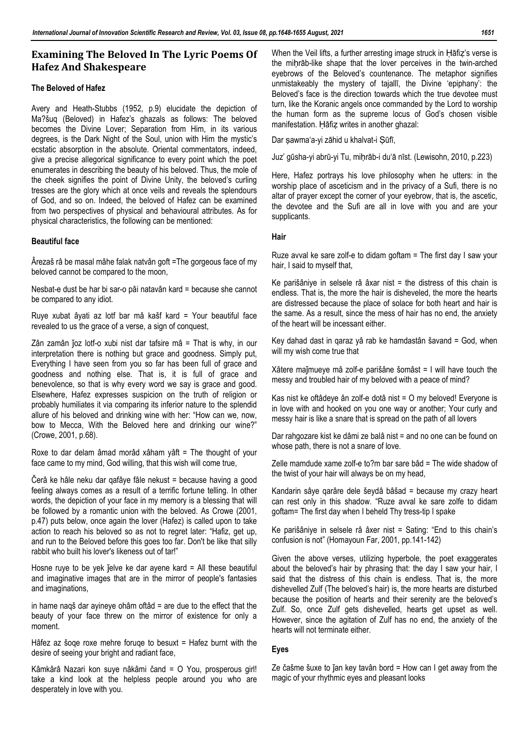## Examining The Beloved In The Lyric Poems Of Hafez And Shakespeare

### The Beloved of Hafez

Avery and Heath-Stubbs (1952, p.9) elucidate the depiction of Ma?šuq (Beloved) in Hafez's ghazals as follows: The beloved becomes the Divine Lover; Separation from Him, in its various degrees, is the Dark Night of the Soul, union with Him the mystic's ecstatic absorption in the absolute. Oriental commentators, indeed, give a precise allegorical significance to every point which the poet enumerates in describing the beauty of his beloved. Thus, the mole of the cheek signifies the point of Divine Unity, the beloved's curling tresses are the glory which at once veils and reveals the splendours of God, and so on. Indeed, the beloved of Hafez can be examined from two perspectives of physical and behavioural attributes. As for physical characteristics, the following can be mentioned:

#### Beautiful face

Ârezaš râ be masal mâhe falak natvân goft =The gorgeous face of my beloved cannot be compared to the moon,

Nesbat-e dust be har bi sar-o pâi natavân kard = because she cannot be compared to any idiot.

Ruye xubat âyati az lotf bar mâ kašf kard = Your beautiful face revealed to us the grace of a verse, a sign of conquest,

Zân zamân ǰoz lotf-o xubi nist dar tafsire mâ = That is why, in our interpretation there is nothing but grace and goodness. Simply put, Everything I have seen from you so far has been full of grace and goodness and nothing else. That is, it is full of grace and benevolence, so that is why every word we say is grace and good. Elsewhere, Hafez expresses suspicion on the truth of religion or probably humiliates it via comparing its inferior nature to the splendid allure of his beloved and drinking wine with her: "How can we, now, bow to Mecca, With the Beloved here and drinking our wine?" (Crowe, 2001, p.68).

Roxe to dar delam âmad morâd xâham yâft = The thought of your face came to my mind, God willing, that this wish will come true,

Čerâ ke hâle neku dar qafâye fâle nekust = because having a good feeling always comes as a result of a terrific fortune telling. In other words, the depiction of your face in my memory is a blessing that will be followed by a romantic union with the beloved. As Crowe (2001, p.47) puts below, once again the lover (Hafez) is called upon to take action to reach his beloved so as not to regret later: "Hafiz, get up, and run to the Beloved before this goes too far. Don't be like that silly rabbit who built his lover's likeness out of tar!"

Hosne ruye to be yek ǰelve ke dar ayene kard = All these beautiful and imaginative images that are in the mirror of people's fantasies and imaginations,

in hame naqš dar ayineye ohâm oftâd = are due to the effect that the beauty of your face threw on the mirror of existence for only a moment.

Hâfez az šoqe roxe mehre foruqe to besuxt = Hafez burnt with the desire of seeing your bright and radiant face,

Kâmkârâ Nazari kon suye nâkâmi čand = O You, prosperous girl! take a kind look at the helpless people around you who are desperately in love with you.

When the Veil lifts, a further arresting image struck in Ḥāfiẓ's verse is the miḥrāb-like shape that the lover perceives in the twin-arched eyebrows of the Beloved's countenance. The metaphor signifies unmistakeably the mystery of tajallī, the Divine 'epiphany': the Beloved's face is the direction towards which the true devotee must turn, like the Koranic angels once commanded by the Lord to worship the human form as the supreme locus of God's chosen visible manifestation. Ḥāfiẓ writes in another ghazal:

Dar ṣawma'a-yi zāhid u khalvat-i Ṣūfī,

Juz' gūsha-yi abrū-yi Tu, miḥrāb-i du'ā nīst. (Lewisohn, 2010, p.223)

Here, Hafez portrays his love philosophy when he utters: in the worship place of asceticism and in the privacy of a Sufi, there is no altar of prayer except the corner of your eyebrow, that is, the ascetic, the devotee and the Sufi are all in love with you and are your supplicants.

#### Hair

Ruze avval ke sare zolf-e to didam goftam = The first day I saw your hair, I said to myself that,

Ke parišâniye in selsele râ âxar nist = the distress of this chain is endless. That is, the more the hair is disheveled, the more the hearts are distressed because the place of solace for both heart and hair is the same. As a result, since the mess of hair has no end, the anxiety of the heart will be incessant either.

Key dahad dast in qaraz yâ rab ke hamdastân šavand = God, when will my wish come true that

Xâtere maǰmueye mâ zolf-e parišâne šomâst = I will have touch the messy and troubled hair of my beloved with a peace of mind?

Kas nist ke oftâdeye ân zolf-e dotâ nist = O my beloved! Everyone is in love with and hooked on you one way or another; Your curly and messy hair is like a snare that is spread on the path of all lovers

Dar rahgozare kist ke dâmi ze balâ nist = and no one can be found on whose path, there is not a snare of love.

Zelle mamdude xame zolf-e to?m bar sare bâd = The wide shadow of the twist of your hair will always be on my head,

Kandarin sâye qarâre dele šeydâ bâšad = because my crazy heart can rest only in this shadow. "Ruze avval ke sare zolfe to didam goftam= The first day when I beheld Thy tress-tip I spake

Ke parišâniye in selsele râ âxer nist = Sating: "End to this chain's confusion is not" (Homayoun Far, 2001, pp.141-142)

Given the above verses, utilizing hyperbole, the poet exaggerates about the beloved's hair by phrasing that: the day I saw your hair, I said that the distress of this chain is endless. That is, the more dishevelled Zulf (The beloved's hair) is, the more hearts are disturbed because the position of hearts and their serenity are the beloved's Zulf. So, once Zulf gets dishevelled, hearts get upset as well. However, since the agitation of Zulf has no end, the anxiety of the hearts will not terminate either.

#### Eyes

Ze čašme šuxe to ǰan key tavân bord = How can I get away from the magic of your rhythmic eyes and pleasant looks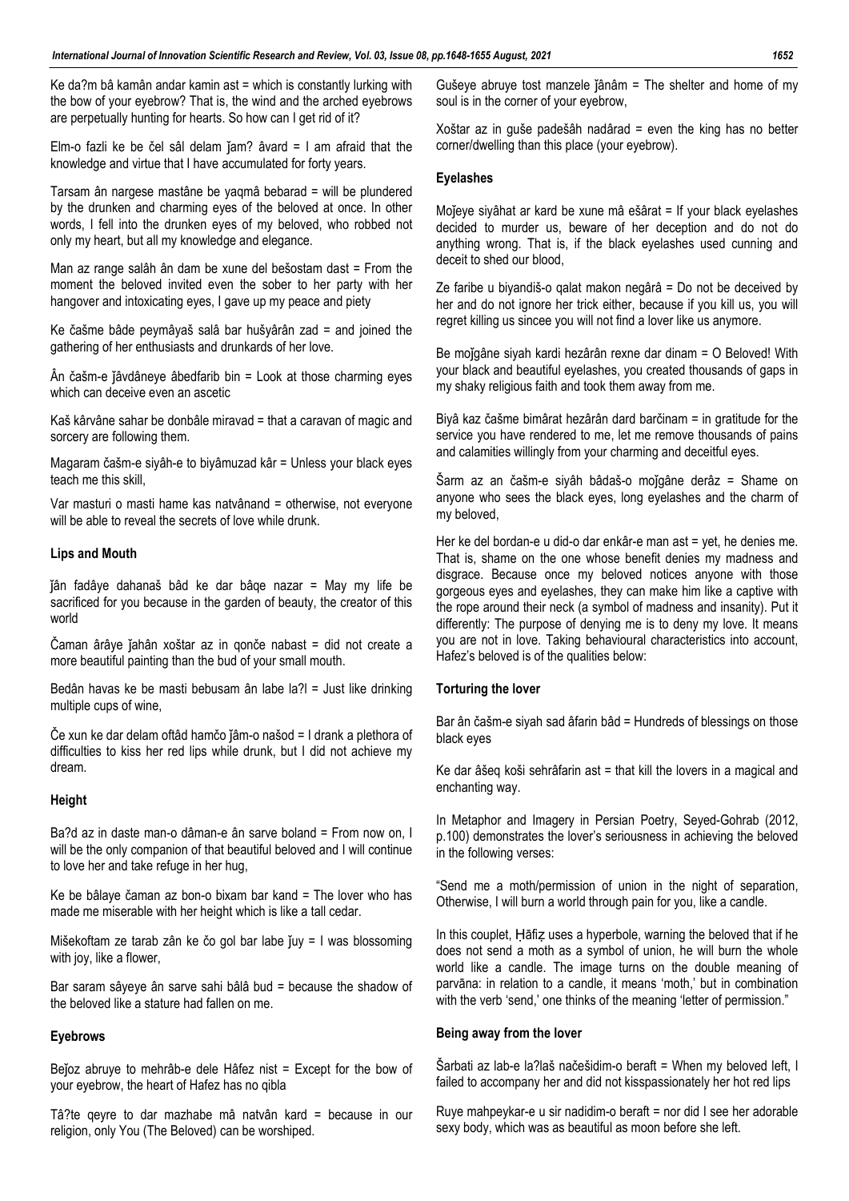Ke da?m bâ kamân andar kamin ast = which is constantly lurking with the bow of your eyebrow? That is, the wind and the arched eyebrows are perpetually hunting for hearts. So how can I get rid of it?

Elm-o fazli ke be čel sâl delam ǰam? âvard = I am afraid that the knowledge and virtue that I have accumulated for forty years.

Tarsam ân nargese mastâne be yaqmâ bebarad = will be plundered by the drunken and charming eyes of the beloved at once. In other words, I fell into the drunken eyes of my beloved, who robbed not only my heart, but all my knowledge and elegance.

Man az range salâh ân dam be xune del bešostam dast = From the moment the beloved invited even the sober to her party with her hangover and intoxicating eyes, I gave up my peace and piety

Ke čašme bâde peymâyaš salâ bar hušyârân zad = and joined the gathering of her enthusiasts and drunkards of her love.

Ân čašm-e ǰâvdâneye âbedfarib bin = Look at those charming eyes which can deceive even an ascetic

Kaš kârvâne sahar be donbâle miravad = that a caravan of magic and sorcery are following them.

Magaram čašm-e siyâh-e to biyâmuzad kâr = Unless your black eyes teach me this skill,

Var masturi o masti hame kas natvânand = otherwise, not everyone will be able to reveal the secrets of love while drunk.

#### Lips and Mouth

ǰân fadâye dahanaš bâd ke dar bâqe nazar = May my life be sacrificed for you because in the garden of beauty, the creator of this world

Čaman ârâye ǰahân xoštar az in qonče nabast = did not create a more beautiful painting than the bud of your small mouth.

Bedân havas ke be masti bebusam ân labe la?l = Just like drinking multiple cups of wine,

Če xun ke dar delam oftâd hamčo ǰâm-o našod = I drank a plethora of difficulties to kiss her red lips while drunk, but I did not achieve my dream.

#### Height

Ba?d az in daste man-o dâman-e ân sarve boland = From now on, I will be the only companion of that beautiful beloved and I will continue to love her and take refuge in her hug,

Ke be bâlaye čaman az bon-o bixam bar kand = The lover who has made me miserable with her height which is like a tall cedar.

Mišekoftam ze tarab zân ke čo gol bar labe ǰuy = I was blossoming with joy, like a flower,

Bar saram sâyeye ân sarve sahi bâlâ bud = because the shadow of the beloved like a stature had fallen on me.

#### Eyebrows

Beǰoz abruye to mehrâb-e dele Hâfez nist = Except for the bow of your eyebrow, the heart of Hafez has no qibla

Tâ?te qeyre to dar mazhabe mâ natvân kard = because in our religion, only You (The Beloved) can be worshiped.

Gušeye abruye tost manzele ǰânâm = The shelter and home of my soul is in the corner of your eyebrow,

Xoštar az in guše padešâh nadârad = even the king has no better corner/dwelling than this place (your eyebrow).

#### Eyelashes

Moǰeye siyâhat ar kard be xune mâ ešârat = If your black eyelashes decided to murder us, beware of her deception and do not do anything wrong. That is, if the black eyelashes used cunning and deceit to shed our blood,

Ze faribe u biyandiš-o qalat makon negârâ = Do not be deceived by her and do not ignore her trick either, because if you kill us, you will regret killing us sincee you will not find a lover like us anymore.

Be moǰgâne siyah kardi hezârân rexne dar dinam = O Beloved! With your black and beautiful eyelashes, you created thousands of gaps in my shaky religious faith and took them away from me.

Biyâ kaz čašme bimârat hezârân dard barčinam = in gratitude for the service you have rendered to me, let me remove thousands of pains and calamities willingly from your charming and deceitful eyes.

Šarm az an čašm-e siyâh bâdaš-o moǰgâne derâz = Shame on anyone who sees the black eyes, long eyelashes and the charm of my beloved,

Her ke del bordan-e u did-o dar enkâr-e man ast = yet, he denies me. That is, shame on the one whose benefit denies my madness and disgrace. Because once my beloved notices anyone with those gorgeous eyes and eyelashes, they can make him like a captive with the rope around their neck (a symbol of madness and insanity). Put it differently: The purpose of denying me is to deny my love. It means you are not in love. Taking behavioural characteristics into account, Hafez's beloved is of the qualities below:

#### Torturing the lover

Bar ân čašm-e siyah sad âfarin bâd = Hundreds of blessings on those black eyes

Ke dar âšeq koši sehrâfarin ast = that kill the lovers in a magical and enchanting way.

In Metaphor and Imagery in Persian Poetry, Seyed-Gohrab (2012, p.100) demonstrates the lover's seriousness in achieving the beloved in the following verses:

"Send me a moth/permission of union in the night of separation, Otherwise, I will burn a world through pain for you, like a candle.

In this couplet, Ḥāfiẓ uses a hyperbole, warning the beloved that if he does not send a moth as a symbol of union, he will burn the whole world like a candle. The image turns on the double meaning of parvāna: in relation to a candle, it means 'moth,' but in combination with the verb 'send,' one thinks of the meaning 'letter of permission."

#### Being away from the lover

Šarbati az lab-e la?laš načešidim-o beraft = When my beloved left, I failed to accompany her and did not kisspassionately her hot red lips

Ruye mahpeykar-e u sir nadidim-o beraft = nor did I see her adorable sexy body, which was as beautiful as moon before she left.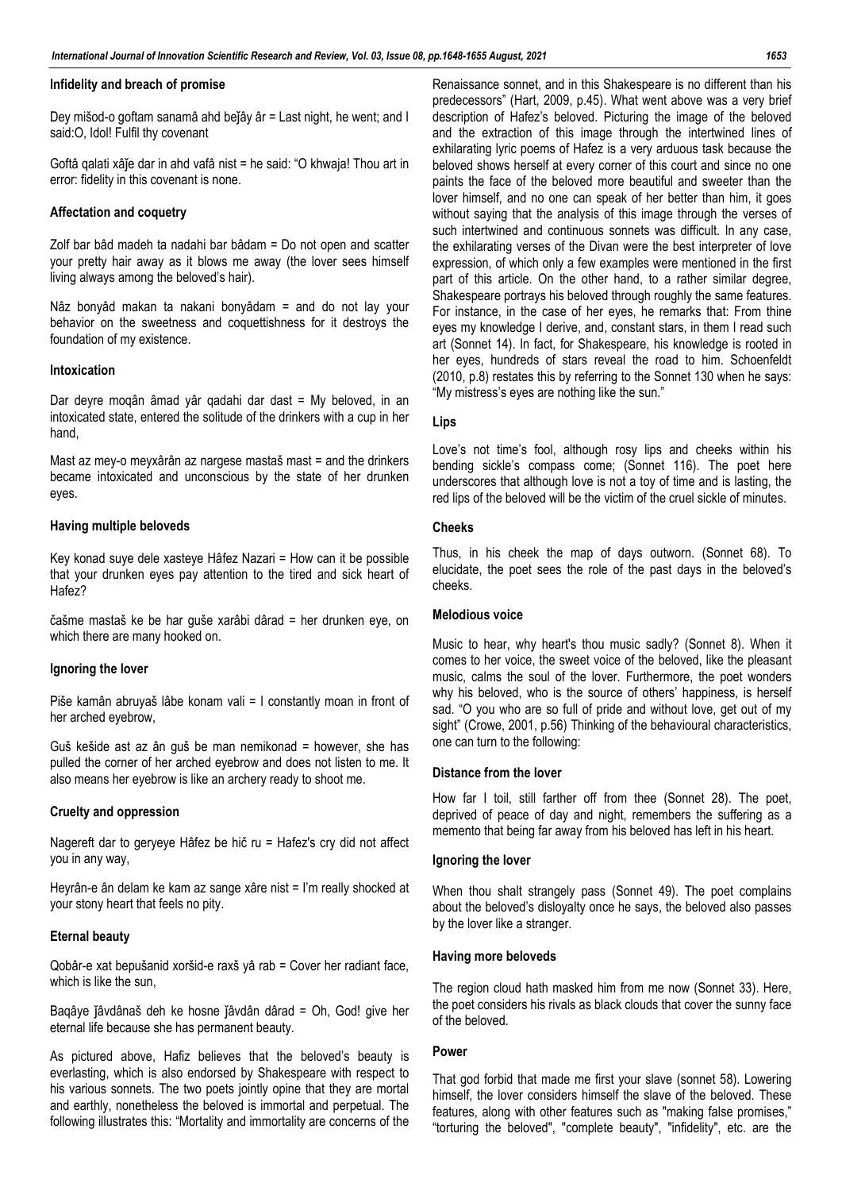#### Infidelity and breach of promise

Dey mišod-o goftam sanamâ ahd beǰây âr = Last night, he went; and I said:O, Idol! Fulfil thy covenant

Goftâ qalati xâǰe dar in ahd vafâ nist = he said: "O khwaja! Thou art in error: fidelity in this covenant is none.

#### Affectation and coquetry

Zolf bar bâd madeh ta nadahi bar bâdam = Do not open and scatter your pretty hair away as it blows me away (the lover sees himself living always among the beloved's hair).

Nâz bonyâd makan ta nakani bonyâdam = and do not lay your behavior on the sweetness and coquettishness for it destroys the foundation of my existence.

#### Intoxication

Dar deyre moqân âmad yâr qadahi dar dast = My beloved, in an intoxicated state, entered the solitude of the drinkers with a cup in her hand,

Mast az mey-o meyxârân az nargese mastaš mast = and the drinkers became intoxicated and unconscious by the state of her drunken eyes.

#### Having multiple beloveds

Key konad suye dele xasteye Hâfez Nazari = How can it be possible that your drunken eyes pay attention to the tired and sick heart of Hafez?

čašme mastaš ke be har guše xarâbi dârad = her drunken eye, on which there are many hooked on.

#### Ignoring the lover

Piše kamân abruyaš lâbe konam vali = I constantly moan in front of her arched eyebrow,

Guš kešide ast az ân guš be man nemikonad = however, she has pulled the corner of her arched eyebrow and does not listen to me. It also means her eyebrow is like an archery ready to shoot me.

#### Cruelty and oppression

Nagereft dar to geryeye Hâfez be hič ru = Hafez's cry did not affect you in any way,

Heyrân-e ân delam ke kam az sange xâre nist = I'm really shocked at your stony heart that feels no pity.

#### Eternal beauty

Qobâr-e xat bepušanid xoršid-e raxš yâ rab = Cover her radiant face, which is like the sun,

Baqâye ǰâvdânaš deh ke hosne ǰâvdân dârad = Oh, God! give her eternal life because she has permanent beauty.

As pictured above, Hafiz believes that the beloved's beauty is everlasting, which is also endorsed by Shakespeare with respect to his various sonnets. The two poets jointly opine that they are mortal and earthly, nonetheless the beloved is immortal and perpetual. The following illustrates this: "Mortality and immortality are concerns of the Renaissance sonnet, and in this Shakespeare is no different than his predecessors" (Hart, 2009, p.45). What went above was a very brief description of Hafez's beloved. Picturing the image of the beloved and the extraction of this image through the intertwined lines of exhilarating lyric poems of Hafez is a very arduous task because the beloved shows herself at every corner of this court and since no one paints the face of the beloved more beautiful and sweeter than the lover himself, and no one can speak of her better than him, it goes without saying that the analysis of this image through the verses of such intertwined and continuous sonnets was difficult. In any case, the exhilarating verses of the Divan were the best interpreter of love expression, of which only a few examples were mentioned in the first part of this article. On the other hand, to a rather similar degree, Shakespeare portrays his beloved through roughly the same features. For instance, in the case of her eyes, he remarks that: From thine eyes my knowledge I derive, and, constant stars, in them I read such art (Sonnet 14). In fact, for Shakespeare, his knowledge is rooted in her eyes, hundreds of stars reveal the road to him. Schoenfeldt (2010, p.8) restates this by referring to the Sonnet 130 when he says: "My mistress's eyes are nothing like the sun."

#### Lips

Love's not time's fool, although rosy lips and cheeks within his bending sickle's compass come; (Sonnet 116). The poet here underscores that although love is not a toy of time and is lasting, the red lips of the beloved will be the victim of the cruel sickle of minutes.

#### Cheeks

Thus, in his cheek the map of days outworn. (Sonnet 68). To elucidate, the poet sees the role of the past days in the beloved's cheeks.

#### Melodious voice

Music to hear, why heart's thou music sadly? (Sonnet 8). When it comes to her voice, the sweet voice of the beloved, like the pleasant music, calms the soul of the lover. Furthermore, the poet wonders why his beloved, who is the source of others' happiness, is herself sad. "O you who are so full of pride and without love, get out of my sight" (Crowe, 2001, p.56) Thinking of the behavioural characteristics, one can turn to the following:

#### Distance from the lover

How far I toil, still farther off from thee (Sonnet 28). The poet, deprived of peace of day and night, remembers the suffering as a memento that being far away from his beloved has left in his heart.

#### Ignoring the lover

When thou shalt strangely pass (Sonnet 49). The poet complains about the beloved's disloyalty once he says, the beloved also passes by the lover like a stranger.

#### Having more beloveds

The region cloud hath masked him from me now (Sonnet 33). Here, the poet considers his rivals as black clouds that cover the sunny face of the beloved.

#### Power

That god forbid that made me first your slave (sonnet 58). Lowering himself, the lover considers himself the slave of the beloved. These features, along with other features such as "making false promises," "torturing the beloved", "complete beauty", "infidelity", etc. are the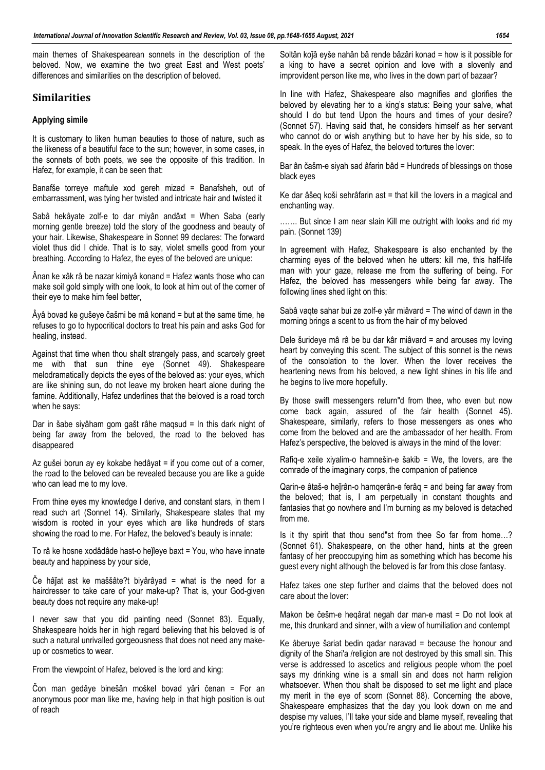main themes of Shakespearean sonnets in the description of the beloved. Now, we examine the two great East and West poets' differences and similarities on the description of beloved.

## Similarities

### Applying simile

It is customary to liken human beauties to those of nature, such as the likeness of a beautiful face to the sun; however, in some cases, in the sonnets of both poets, we see the opposite of this tradition. In Hafez, for example, it can be seen that:

Banafše torreye maftule xod gereh mizad = Banafsheh, out of embarrassment, was tying her twisted and intricate hair and twisted it

Sabâ hekâyate zolf-e to dar miyân andâxt = When Saba (early morning gentle breeze) told the story of the goodness and beauty of your hair. Likewise, Shakespeare in Sonnet 99 declares: The forward violet thus did I chide. That is to say, violet smells good from your breathing. According to Hafez, the eyes of the beloved are unique:

Ânan ke xâk râ be nazar kimiyâ konand = Hafez wants those who can make soil gold simply with one look, to look at him out of the corner of their eye to make him feel better,

Âyâ bovad ke gušeye čašmi be mâ konand = but at the same time, he refuses to go to hypocritical doctors to treat his pain and asks God for healing, instead.

Against that time when thou shalt strangely pass, and scarcely greet me with that sun thine eye (Sonnet 49). Shakespeare melodramatically depicts the eyes of the beloved as: your eyes, which are like shining sun, do not leave my broken heart alone during the famine. Additionally, Hafez underlines that the beloved is a road torch when he says:

Dar in šabe siyâham gom gašt râhe maqsud = In this dark night of being far away from the beloved, the road to the beloved has disappeared

Az gušei borun ay ey kokabe hedâyat = if you come out of a corner, the road to the beloved can be revealed because you are like a guide who can lead me to my love.

From thine eyes my knowledge I derive, and constant stars, in them I read such art (Sonnet 14). Similarly, Shakespeare states that my wisdom is rooted in your eyes which are like hundreds of stars showing the road to me. For Hafez, the beloved's beauty is innate:

To râ ke hosne xodâdâde hast-o heǰleye baxt = You, who have innate beauty and happiness by your side,

Če hâǰat ast ke maššâte?t biyârâyad = what is the need for a hairdresser to take care of your make-up? That is, your God-given beauty does not require any make-up!

I never saw that you did painting need (Sonnet 83). Equally, Shakespeare holds her in high regard believing that his beloved is of such a natural unrivalled gorgeousness that does not need any make-up or cosmetics to wear.

From the viewpoint of Hafez, beloved is the lord and king:

Čon man gedâye binešân moškel bovad yâri čenan = For an anonymous poor man like me, having help in that high position is out of reach

Soltân koǰâ eyše nahân bâ rende bâzâri konad = how is it possible for a king to have a secret opinion and love with a slovenly and improvident person like me, who lives in the down part of bazaar?

In line with Hafez, Shakespeare also magnifies and glorifies the beloved by elevating her to a king's status: Being your salve, what should I do but tend Upon the hours and times of your desire? (Sonnet 57). Having said that, he considers himself as her servant who cannot do or wish anything but to have her by his side, so to speak. In the eyes of Hafez, the beloved tortures the lover:

Bar ân čašm-e siyah sad âfarin bâd = Hundreds of blessings on those black eyes

Ke dar âšeq koši sehrâfarin ast = that kill the lovers in a magical and enchanting way.

……. But since I am near slain Kill me outright with looks and rid my pain. (Sonnet 139)

In agreement with Hafez, Shakespeare is also enchanted by the charming eyes of the beloved when he utters: kill me, this half-life man with your gaze, release me from the suffering of being. For Hafez, the beloved has messengers while being far away. The following lines shed light on this:

Sabâ vaqte sahar bui ze zolf-e yâr miâvard = The wind of dawn in the morning brings a scent to us from the hair of my beloved

Dele šurideye mâ râ be bu dar kâr miâvard = and arouses my loving heart by conveying this scent. The subject of this sonnet is the news of the consolation to the lover. When the lover receives the heartening news from his beloved, a new light shines in his life and he begins to live more hopefully.

By those swift messengers return"d from thee, who even but now come back again, assured of the fair health (Sonnet 45). Shakespeare, similarly, refers to those messengers as ones who come from the beloved and are the ambassador of her health. From Hafez's perspective, the beloved is always in the mind of the lover:

Rafiq-e xeile xiyalim-o hamnešin-e šakib = We, the lovers, are the comrade of the imaginary corps, the companion of patience

Qarin-e âtaš-e heǰrân-o hamqerân-e ferâq = and being far away from the beloved; that is, I am perpetually in constant thoughts and fantasies that go nowhere and I'm burning as my beloved is detached from me.

Is it thy spirit that thou send"st from thee So far from home…? (Sonnet 61). Shakespeare, on the other hand, hints at the green fantasy of her preoccupying him as something which has become his guest every night although the beloved is far from this close fantasy.

Hafez takes one step further and claims that the beloved does not care about the lover:

Makon be češm-e heqârat negah dar man-e mast = Do not look at me, this drunkard and sinner, with a view of humiliation and contempt

Ke âberuye šariat bedin qadar naravad = because the honour and dignity of the Shari'a /religion are not destroyed by this small sin. This verse is addressed to ascetics and religious people whom the poet says my drinking wine is a small sin and does not harm religion whatsoever. When thou shalt be disposed to set me light and place my merit in the eye of scorn (Sonnet 88). Concerning the above, Shakespeare emphasizes that the day you look down on me and despise my values, I'll take your side and blame myself, revealing that you're righteous even when you're angry and lie about me. Unlike his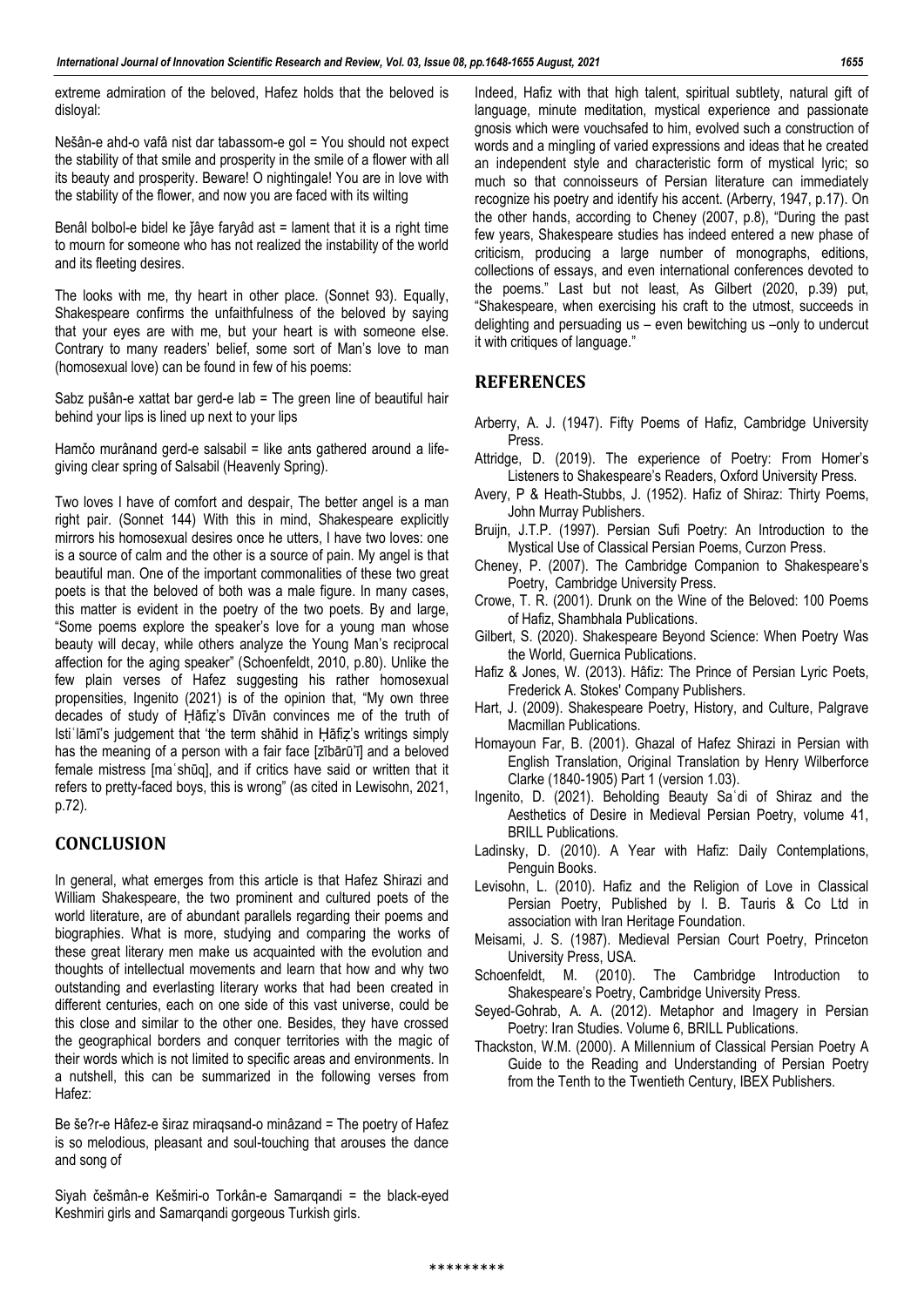extreme admiration of the beloved, Hafez holds that the beloved is disloyal:

Nešân-e ahd-o vafâ nist dar tabassom-e gol = You should not expect the stability of that smile and prosperity in the smile of a flower with all its beauty and prosperity. Beware! O nightingale! You are in love with the stability of the flower, and now you are faced with its wilting

Benâl bolbol-e bidel ke ǰâye faryâd ast = lament that it is a right time to mourn for someone who has not realized the instability of the world and its fleeting desires.

The looks with me, thy heart in other place. (Sonnet 93). Equally, Shakespeare confirms the unfaithfulness of the beloved by saying that your eyes are with me, but your heart is with someone else. Contrary to many readers' belief, some sort of Man's love to man (homosexual love) can be found in few of his poems:

Sabz pušân-e xattat bar gerd-e lab = The green line of beautiful hair behind your lips is lined up next to your lips

Hamčo murânand gerd-e salsabil = like ants gathered around a life-giving clear spring of Salsabil (Heavenly Spring).

Two loves I have of comfort and despair, The better angel is a man right pair. (Sonnet 144) With this in mind, Shakespeare explicitly mirrors his homosexual desires once he utters, I have two loves: one is a source of calm and the other is a source of pain. My angel is that beautiful man. One of the important commonalities of these two great poets is that the beloved of both was a male figure. In many cases, this matter is evident in the poetry of the two poets. By and large, "Some poems explore the speaker's love for a young man whose beauty will decay, while others analyze the Young Man's reciprocal affection for the aging speaker" (Schoenfeldt, 2010, p.80). Unlike the few plain verses of Hafez suggesting his rather homosexual propensities, Ingenito (2021) is of the opinion that, "My own three decades of study of Ḥāfiẓ's Dīvān convinces me of the truth of Istiʿlāmī's judgement that 'the term shāhid in Ḥāfiẓ's writings simply has the meaning of a person with a fair face [zībārū'ī] and a beloved female mistress [maʿshūq], and if critics have said or written that it refers to pretty-faced boys, this is wrong" (as cited in Lewisohn, 2021, p.72).

## CONCLUSION

In general, what emerges from this article is that Hafez Shirazi and William Shakespeare, the two prominent and cultured poets of the world literature, are of abundant parallels regarding their poems and biographies. What is more, studying and comparing the works of these great literary men make us acquainted with the evolution and thoughts of intellectual movements and learn that how and why two outstanding and everlasting literary works that had been created in different centuries, each on one side of this vast universe, could be this close and similar to the other one. Besides, they have crossed the geographical borders and conquer territories with the magic of their words which is not limited to specific areas and environments. In a nutshell, this can be summarized in the following verses from Hafez:

Be še?r-e Hâfez-e širaz miraqsand-o minâzand = The poetry of Hafez is so melodious, pleasant and soul-touching that arouses the dance and song of

Siyah češmân-e Kešmiri-o Torkân-e Samarqandi = the black-eyed Keshmiri girls and Samarqandi gorgeous Turkish girls.

Indeed, Hafiz with that high talent, spiritual subtlety, natural gift of language, minute meditation, mystical experience and passionate gnosis which were vouchsafed to him, evolved such a construction of words and a mingling of varied expressions and ideas that he created an independent style and characteristic form of mystical lyric; so much so that connoisseurs of Persian literature can immediately recognize his poetry and identify his accent. (Arberry, 1947, p.17). On the other hands, according to Cheney (2007, p.8), "During the past few years, Shakespeare studies has indeed entered a new phase of criticism, producing a large number of monographs, editions, collections of essays, and even international conferences devoted to the poems." Last but not least, As Gilbert (2020, p.39) put, "Shakespeare, when exercising his craft to the utmost, succeeds in delighting and persuading us – even bewitching us –only to undercut it with critiques of language."

## REFERENCES

- Arberry, A. J. (1947). Fifty Poems of Hafiz, Cambridge University Press.
- Attridge, D. (2019). The experience of Poetry: From Homer's Listeners to Shakespeare's Readers, Oxford University Press.
- Avery, P & Heath-Stubbs, J. (1952). Hafiz of Shiraz: Thirty Poems, John Murray Publishers.
- Bruijn, J.T.P. (1997). Persian Sufi Poetry: An Introduction to the Mystical Use of Classical Persian Poems, Curzon Press.
- Cheney, P. (2007). The Cambridge Companion to Shakespeare's Poetry, Cambridge University Press.
- Crowe, T. R. (2001). Drunk on the Wine of the Beloved: 100 Poems of Hafiz, Shambhala Publications.
- Gilbert, S. (2020). Shakespeare Beyond Science: When Poetry Was the World, Guernica Publications.
- Hafiz & Jones, W. (2013). Hâfiz: The Prince of Persian Lyric Poets, Frederick A. Stokes' Company Publishers.
- Hart, J. (2009). Shakespeare Poetry, History, and Culture, Palgrave Macmillan Publications.
- Homayoun Far, B. (2001). Ghazal of Hafez Shirazi in Persian with English Translation, Original Translation by Henry Wilberforce Clarke (1840-1905) Part 1 (version 1.03).
- Ingenito, D. (2021). Beholding Beauty Saʿdi of Shiraz and the Aesthetics of Desire in Medieval Persian Poetry, volume 41, BRILL Publications.
- Ladinsky, D. (2010). A Year with Hafiz: Daily Contemplations, Penguin Books.
- Levisohn, L. (2010). Hafiz and the Religion of Love in Classical Persian Poetry, Published by I. B. Tauris & Co Ltd in association with Iran Heritage Foundation.
- Meisami, J. S. (1987). Medieval Persian Court Poetry, Princeton University Press, USA.
- Schoenfeldt, M. (2010). The Cambridge Introduction to Shakespeare's Poetry, Cambridge University Press.
- Seyed-Gohrab, A. A. (2012). Metaphor and Imagery in Persian Poetry: Iran Studies. Volume 6, BRILL Publications.
- Thackston, W.M. (2000). A Millennium of Classical Persian Poetry A Guide to the Reading and Understanding of Persian Poetry from the Tenth to the Twentieth Century, IBEX Publishers.

\*\*\*\*\*\*\*\*\*